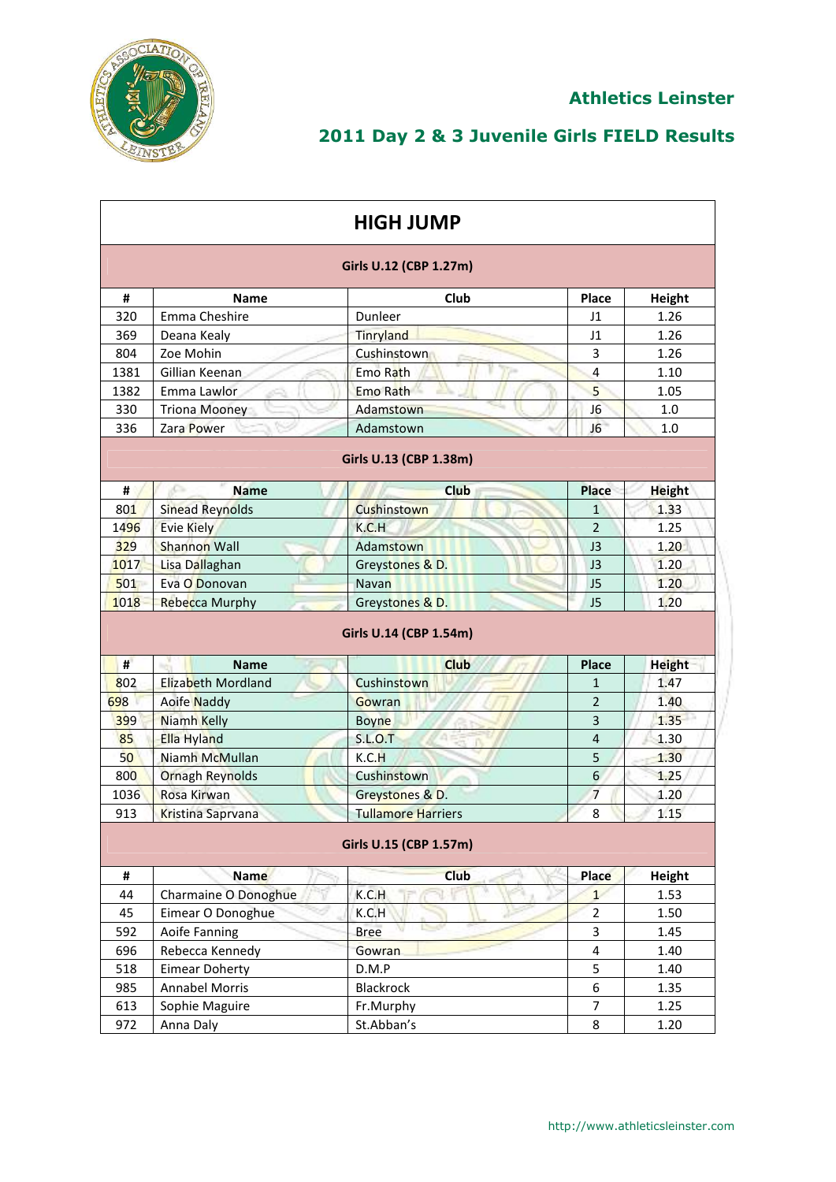# Athletics Leinster

## 2011 Day 2 & 3 Juvenile Girls FIELD Results

### HIGH JUMP

**Girls U.12 (CBP 1.27m)**

| # | Name | Club | Place | Height |
|---|---|---|---|---|
| 320 | Emma Cheshire | Dunleer | J1 | 1.26 |
| 369 | Deana Kealy | Tinryland | J1 | 1.26 |
| 804 | Zoe Mohin | Cushinstown | 3 | 1.26 |
| 1381 | Gillian Keenan | Emo Rath | 4 | 1.10 |
| 1382 | Emma Lawlor | Emo Rath | 5 | 1.05 |
| 330 | Triona Mooney | Adamstown | J6 | 1.0 |
| 336 | Zara Power | Adamstown | J6 | 1.0 |

**Girls U.13 (CBP 1.38m)**

| # | Name | Club | Place | Height |
|---|---|---|---|---|
| 801 | Sinead Reynolds | Cushinstown | 1 | 1.33 |
| 1496 | Evie Kiely | K.C.H | 2 | 1.25 |
| 329 | Shannon Wall | Adamstown | J3 | 1.20 |
| 1017 | Lisa Dallaghan | Greystones & D. | J3 | 1.20 |
| 501 | Eva O Donovan | Navan | J5 | 1.20 |
| 1018 | Rebecca Murphy | Greystones & D. | J5 | 1.20 |

**Girls U.14 (CBP 1.54m)**

| # | Name | Club | Place | Height |
|---|---|---|---|---|
| 802 | Elizabeth Mordland | Cushinstown | 1 | 1.47 |
| 698 | Aoife Naddy | Gowran | 2 | 1.40 |
| 399 | Niamh Kelly | Boyne | 3 | 1.35 |
| 85 | Ella Hyland | S.L.O.T | 4 | 1.30 |
| 50 | Niamh McMullan | K.C.H | 5 | 1.30 |
| 800 | Ornagh Reynolds | Cushinstown | 6 | 1.25 |
| 1036 | Rosa Kirwan | Greystones & D. | 7 | 1.20 |
| 913 | Kristina Saprvana | Tullamore Harriers | 8 | 1.15 |

**Girls U.15 (CBP 1.57m)**

| # | Name | Club | Place | Height |
|---|---|---|---|---|
| 44 | Charmaine O Donoghue | K.C.H | 1 | 1.53 |
| 45 | Eimear O Donoghue | K.C.H | 2 | 1.50 |
| 592 | Aoife Fanning | Bree | 3 | 1.45 |
| 696 | Rebecca Kennedy | Gowran | 4 | 1.40 |
| 518 | Eimear Doherty | D.M.P | 5 | 1.40 |
| 985 | Annabel Morris | Blackrock | 6 | 1.35 |
| 613 | Sophie Maguire | Fr.Murphy | 7 | 1.25 |
| 972 | Anna Daly | St.Abban's | 8 | 1.20 |

http://www.athleticsleinster.com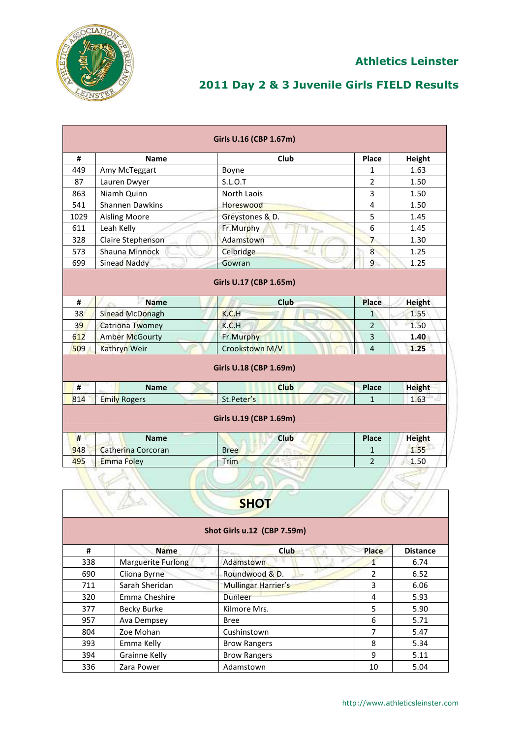## Athletics Leinster

## 2011 Day 2 & 3 Juvenile Girls FIELD Results

| Girls U.16 (CBP 1.67m) | | | | |
|---|---|---|---|---|
| # | Name | Club | Place | Height |
| 449 | Amy McTeggart | Boyne | 1 | 1.63 |
| 87 | Lauren Dwyer | S.L.O.T | 2 | 1.50 |
| 863 | Niamh Quinn | North Laois | 3 | 1.50 |
| 541 | Shannen Dawkins | Horeswood | 4 | 1.50 |
| 1029 | Aisling Moore | Greystones & D. | 5 | 1.45 |
| 611 | Leah Kelly | Fr.Murphy | 6 | 1.45 |
| 328 | Claire Stephenson | Adamstown | 7 | 1.30 |
| 573 | Shauna Minnock | Celbridge | 8 | 1.25 |
| 699 | Sinead Naddy | Gowran | 9 | 1.25 |
| **Girls U.17 (CBP 1.65m)** | | | | |
| # | Name | Club | Place | Height |
| 38 | Sinead McDonagh | K.C.H | 1 | 1.55 |
| 39 | Catriona Twomey | K.C.H | 2 | 1.50 |
| 612 | Amber McGourty | Fr.Murphy | 3 | **1.40** |
| 509 | Kathryn Weir | Crookstown M/V | 4 | **1.25** |
| **Girls U.18 (CBP 1.69m)** | | | | |
| # | Name | Club | Place | Height |
| 814 | Emily Rogers | St.Peter's | 1 | 1.63 |
| **Girls U.19 (CBP 1.69m)** | | | | |
| # | Name | Club | Place | Height |
| 948 | Catherina Corcoran | Bree | 1 | 1.55 |
| 495 | Emma Foley | Trim | 2 | 1.50 |

## SHOT

| Shot Girls u.12 (CBP 7.59m) | | | | |
|---|---|---|---|---|
| # | Name | Club | Place | Distance |
| 338 | Marguerite Furlong | Adamstown | 1 | 6.74 |
| 690 | Cliona Byrne | Roundwood & D. | 2 | 6.52 |
| 711 | Sarah Sheridan | Mullingar Harrier's | 3 | 6.06 |
| 320 | Emma Cheshire | Dunleer | 4 | 5.93 |
| 377 | Becky Burke | Kilmore Mrs. | 5 | 5.90 |
| 957 | Ava Dempsey | Bree | 6 | 5.71 |
| 804 | Zoe Mohan | Cushinstown | 7 | 5.47 |
| 393 | Emma Kelly | Brow Rangers | 8 | 5.34 |
| 394 | Grainne Kelly | Brow Rangers | 9 | 5.11 |
| 336 | Zara Power | Adamstown | 10 | 5.04 |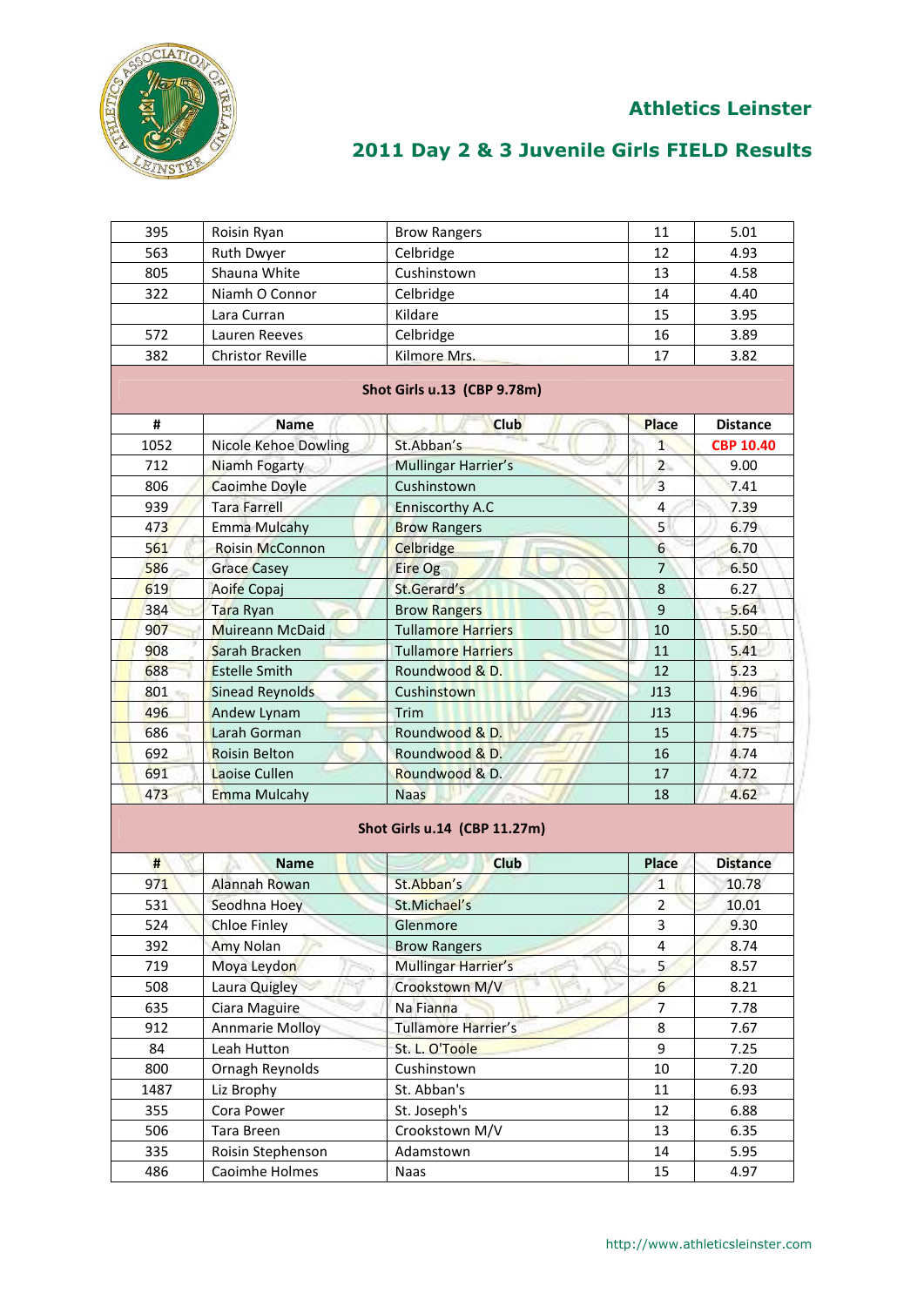## Athletics Leinster

## 2011 Day 2 & 3 Juvenile Girls FIELD Results

| | | | | |
|---|---|---|---|---|
| 395 | Roisin Ryan | Brow Rangers | 11 | 5.01 |
| 563 | Ruth Dwyer | Celbridge | 12 | 4.93 |
| 805 | Shauna White | Cushinstown | 13 | 4.58 |
| 322 | Niamh O Connor | Celbridge | 14 | 4.40 |
| | Lara Curran | Kildare | 15 | 3.95 |
| 572 | Lauren Reeves | Celbridge | 16 | 3.89 |
| 382 | Christor Reville | Kilmore Mrs. | 17 | 3.82 |

**Shot Girls u.13 (CBP 9.78m)**

| # | Name | Club | Place | Distance |
|---|---|---|---|---|
| 1052 | Nicole Kehoe Dowling | St.Abban's | 1 | **CBP 10.40** |
| 712 | Niamh Fogarty | Mullingar Harrier's | 2 | 9.00 |
| 806 | Caoimhe Doyle | Cushinstown | 3 | 7.41 |
| 939 | Tara Farrell | Enniscorthy A.C | 4 | 7.39 |
| 473 | Emma Mulcahy | Brow Rangers | 5 | 6.79 |
| 561 | Roisin McConnon | Celbridge | 6 | 6.70 |
| 586 | Grace Casey | Eire Og | 7 | 6.50 |
| 619 | Aoife Copaj | St.Gerard's | 8 | 6.27 |
| 384 | Tara Ryan | Brow Rangers | 9 | 5.64 |
| 907 | Muireann McDaid | Tullamore Harriers | 10 | 5.50 |
| 908 | Sarah Bracken | Tullamore Harriers | 11 | 5.41 |
| 688 | Estelle Smith | Roundwood & D. | 12 | 5.23 |
| 801 | Sinead Reynolds | Cushinstown | J13 | 4.96 |
| 496 | Andew Lynam | Trim | J13 | 4.96 |
| 686 | Larah Gorman | Roundwood & D. | 15 | 4.75 |
| 692 | Roisin Belton | Roundwood & D. | 16 | 4.74 |
| 691 | Laoise Cullen | Roundwood & D. | 17 | 4.72 |
| 473 | Emma Mulcahy | Naas | 18 | 4.62 |

**Shot Girls u.14 (CBP 11.27m)**

| # | Name | Club | Place | Distance |
|---|---|---|---|---|
| 971 | Alannah Rowan | St.Abban's | 1 | 10.78 |
| 531 | Seodhna Hoey | St.Michael's | 2 | 10.01 |
| 524 | Chloe Finley | Glenmore | 3 | 9.30 |
| 392 | Amy Nolan | Brow Rangers | 4 | 8.74 |
| 719 | Moya Leydon | Mullingar Harrier's | 5 | 8.57 |
| 508 | Laura Quigley | Crookstown M/V | 6 | 8.21 |
| 635 | Ciara Maguire | Na Fianna | 7 | 7.78 |
| 912 | Annmarie Molloy | Tullamore Harrier's | 8 | 7.67 |
| 84 | Leah Hutton | St. L. O'Toole | 9 | 7.25 |
| 800 | Ornagh Reynolds | Cushinstown | 10 | 7.20 |
| 1487 | Liz Brophy | St. Abban's | 11 | 6.93 |
| 355 | Cora Power | St. Joseph's | 12 | 6.88 |
| 506 | Tara Breen | Crookstown M/V | 13 | 6.35 |
| 335 | Roisin Stephenson | Adamstown | 14 | 5.95 |
| 486 | Caoimhe Holmes | Naas | 15 | 4.97 |

http://www.athleticsleinster.com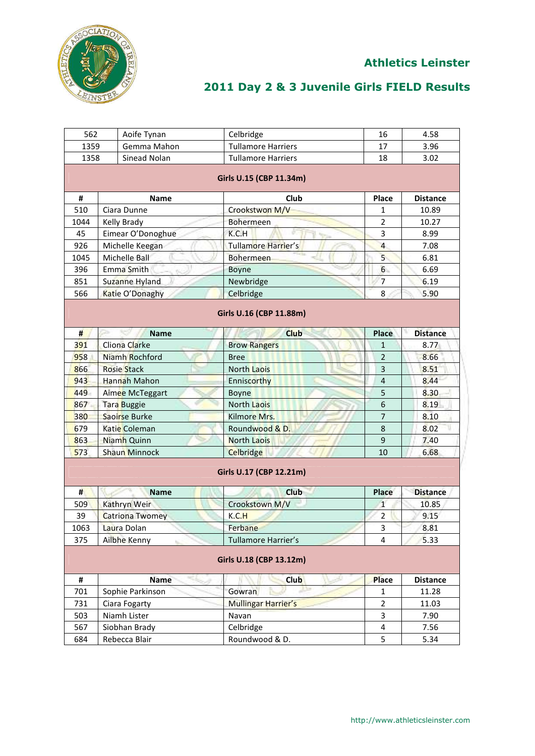# Athletics Leinster

## 2011 Day 2 & 3 Juvenile Girls FIELD Results

| # | Name | Club | Place | Distance |
|---|---|---|---|---|
| 562 | Aoife Tynan | Celbridge | 16 | 4.58 |
| 1359 | Gemma Mahon | Tullamore Harriers | 17 | 3.96 |
| 1358 | Sinead Nolan | Tullamore Harriers | 18 | 3.02 |

### Girls U.15 (CBP 11.34m)

| # | Name | Club | Place | Distance |
|---|---|---|---|---|
| 510 | Ciara Dunne | Crookstwon M/V | 1 | 10.89 |
| 1044 | Kelly Brady | Bohermeen | 2 | 10.27 |
| 45 | Eimear O'Donoghue | K.C.H | 3 | 8.99 |
| 926 | Michelle Keegan | Tullamore Harrier's | 4 | 7.08 |
| 1045 | Michelle Ball | Bohermeen | 5 | 6.81 |
| 396 | Emma Smith | Boyne | 6 | 6.69 |
| 851 | Suzanne Hyland | Newbridge | 7 | 6.19 |
| 566 | Katie O'Donaghy | Celbridge | 8 | 5.90 |

### Girls U.16 (CBP 11.88m)

| # | Name | Club | Place | Distance |
|---|---|---|---|---|
| 391 | Cliona Clarke | Brow Rangers | 1 | 8.77 |
| 958 | Niamh Rochford | Bree | 2 | 8.66 |
| 866 | Rosie Stack | North Laois | 3 | 8.51 |
| 943 | Hannah Mahon | Enniscorthy | 4 | 8.44 |
| 449 | Aimee McTeggart | Boyne | 5 | 8.30 |
| 867 | Tara Buggie | North Laois | 6 | 8.19 |
| 380 | Saoirse Burke | Kilmore Mrs. | 7 | 8.10 |
| 679 | Katie Coleman | Roundwood & D. | 8 | 8.02 |
| 863 | Niamh Quinn | North Laois | 9 | 7.40 |
| 573 | Shaun Minnock | Celbridge | 10 | 6.68 |

### Girls U.17 (CBP 12.21m)

| # | Name | Club | Place | Distance |
|---|---|---|---|---|
| 509 | Kathryn Weir | Crookstown M/V | 1 | 10.85 |
| 39 | Catriona Twomey | K.C.H | 2 | 9.15 |
| 1063 | Laura Dolan | Ferbane | 3 | 8.81 |
| 375 | Ailbhe Kenny | Tullamore Harrier's | 4 | 5.33 |

### Girls U.18 (CBP 13.12m)

| # | Name | Club | Place | Distance |
|---|---|---|---|---|
| 701 | Sophie Parkinson | Gowran | 1 | 11.28 |
| 731 | Ciara Fogarty | Mullingar Harrier's | 2 | 11.03 |
| 503 | Niamh Lister | Navan | 3 | 7.90 |
| 567 | Siobhan Brady | Celbridge | 4 | 7.56 |
| 684 | Rebecca Blair | Roundwood & D. | 5 | 5.34 |

http://www.athleticsleinster.com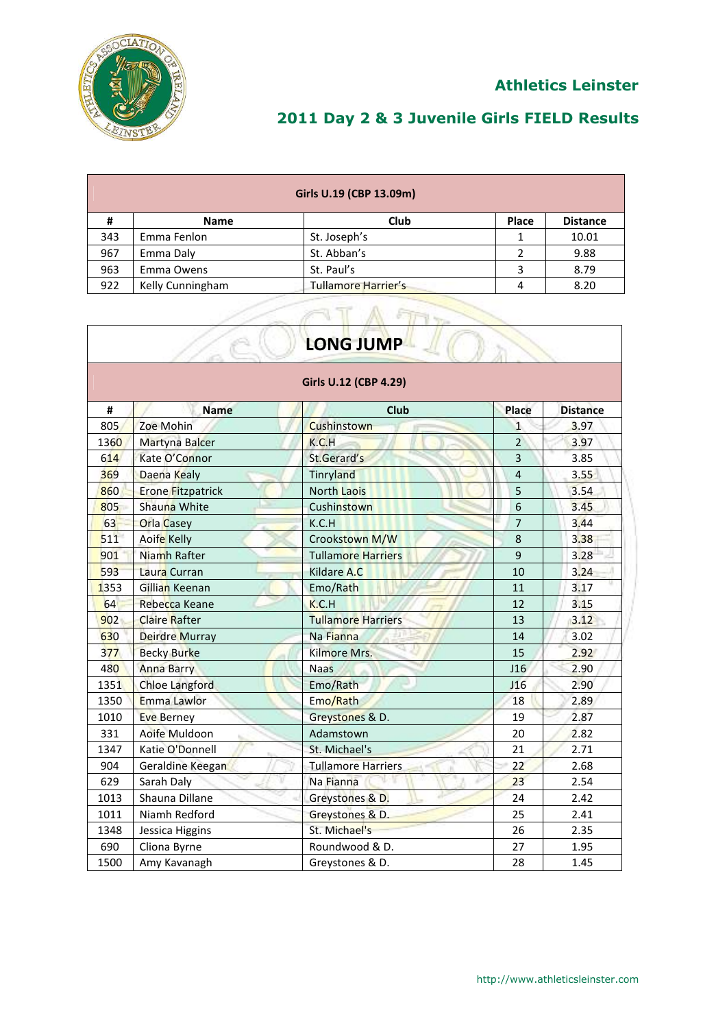## Athletics Leinster

## 2011 Day 2 & 3 Juvenile Girls FIELD Results

| Girls U.19 (CBP 13.09m) | | | | |
|---|---|---|---|---|
| # | Name | Club | Place | Distance |
| 343 | Emma Fenlon | St. Joseph's | 1 | 10.01 |
| 967 | Emma Daly | St. Abban's | 2 | 9.88 |
| 963 | Emma Owens | St. Paul's | 3 | 8.79 |
| 922 | Kelly Cunningham | Tullamore Harrier's | 4 | 8.20 |

# LONG JUMP

| Girls U.12 (CBP 4.29) | | | | |
|---|---|---|---|---|
| # | Name | Club | Place | Distance |
| 805 | Zoe Mohin | Cushinstown | 1 | 3.97 |
| 1360 | Martyna Balcer | K.C.H | 2 | 3.97 |
| 614 | Kate O'Connor | St.Gerard's | 3 | 3.85 |
| 369 | Daena Kealy | Tinryland | 4 | 3.55 |
| 860 | Erone Fitzpatrick | North Laois | 5 | 3.54 |
| 805 | Shauna White | Cushinstown | 6 | 3.45 |
| 63 | Orla Casey | K.C.H | 7 | 3.44 |
| 511 | Aoife Kelly | Crookstown M/W | 8 | 3.38 |
| 901 | Niamh Rafter | Tullamore Harriers | 9 | 3.28 |
| 593 | Laura Curran | Kildare A.C | 10 | 3.24 |
| 1353 | Gillian Keenan | Emo/Rath | 11 | 3.17 |
| 64 | Rebecca Keane | K.C.H | 12 | 3.15 |
| 902 | Claire Rafter | Tullamore Harriers | 13 | 3.12 |
| 630 | Deirdre Murray | Na Fianna | 14 | 3.02 |
| 377 | Becky Burke | Kilmore Mrs. | 15 | 2.92 |
| 480 | Anna Barry | Naas | J16 | 2.90 |
| 1351 | Chloe Langford | Emo/Rath | J16 | 2.90 |
| 1350 | Emma Lawlor | Emo/Rath | 18 | 2.89 |
| 1010 | Eve Berney | Greystones & D. | 19 | 2.87 |
| 331 | Aoife Muldoon | Adamstown | 20 | 2.82 |
| 1347 | Katie O'Donnell | St. Michael's | 21 | 2.71 |
| 904 | Geraldine Keegan | Tullamore Harriers | 22 | 2.68 |
| 629 | Sarah Daly | Na Fianna | 23 | 2.54 |
| 1013 | Shauna Dillane | Greystones & D. | 24 | 2.42 |
| 1011 | Niamh Redford | Greystones & D. | 25 | 2.41 |
| 1348 | Jessica Higgins | St. Michael's | 26 | 2.35 |
| 690 | Cliona Byrne | Roundwood & D. | 27 | 1.95 |
| 1500 | Amy Kavanagh | Greystones & D. | 28 | 1.45 |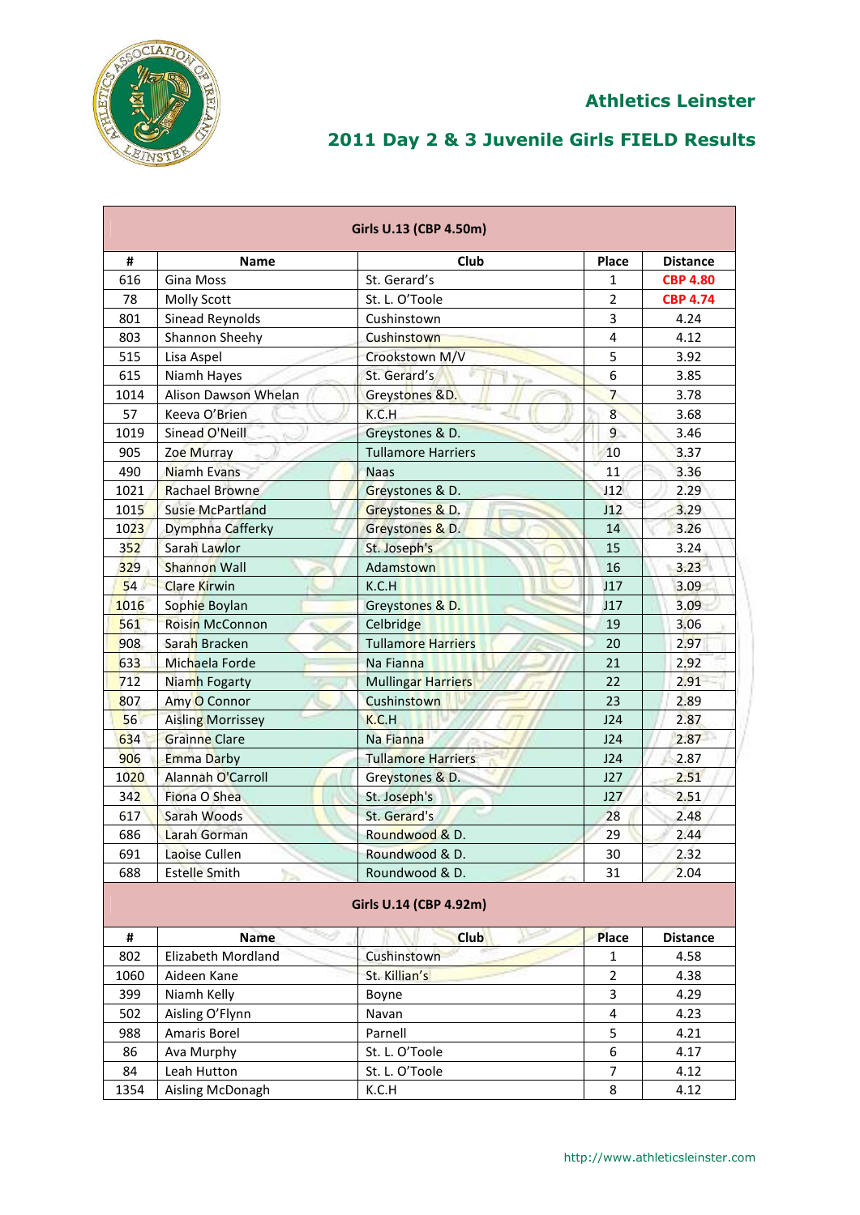## Athletics Leinster

## 2011 Day 2 & 3 Juvenile Girls FIELD Results

| Girls U.13 (CBP 4.50m) | | | | |
|---|---|---|---|---|
| # | Name | Club | Place | Distance |
| 616 | Gina Moss | St. Gerard's | 1 | **CBP 4.80** |
| 78 | Molly Scott | St. L. O'Toole | 2 | **CBP 4.74** |
| 801 | Sinead Reynolds | Cushinstown | 3 | 4.24 |
| 803 | Shannon Sheehy | Cushinstown | 4 | 4.12 |
| 515 | Lisa Aspel | Crookstown M/V | 5 | 3.92 |
| 615 | Niamh Hayes | St. Gerard's | 6 | 3.85 |
| 1014 | Alison Dawson Whelan | Greystones &D. | 7 | 3.78 |
| 57 | Keeva O'Brien | K.C.H | 8 | 3.68 |
| 1019 | Sinead O'Neill | Greystones & D. | 9 | 3.46 |
| 905 | Zoe Murray | Tullamore Harriers | 10 | 3.37 |
| 490 | Niamh Evans | Naas | 11 | 3.36 |
| 1021 | Rachael Browne | Greystones & D. | J12 | 2.29 |
| 1015 | Susie McPartland | Greystones & D. | J12 | 3.29 |
| 1023 | Dymphna Cafferky | Greystones & D. | 14 | 3.26 |
| 352 | Sarah Lawlor | St. Joseph's | 15 | 3.24 |
| 329 | Shannon Wall | Adamstown | 16 | 3.23 |
| 54 | Clare Kirwin | K.C.H | J17 | 3.09 |
| 1016 | Sophie Boylan | Greystones & D. | J17 | 3.09 |
| 561 | Roisin McConnon | Celbridge | 19 | 3.06 |
| 908 | Sarah Bracken | Tullamore Harriers | 20 | 2.97 |
| 633 | Michaela Forde | Na Fianna | 21 | 2.92 |
| 712 | Niamh Fogarty | Mullingar Harriers | 22 | 2.91 |
| 807 | Amy O Connor | Cushinstown | 23 | 2.89 |
| 56 | Aisling Morrissey | K.C.H | J24 | 2.87 |
| 634 | Grainne Clare | Na Fianna | J24 | 2.87 |
| 906 | Emma Darby | Tullamore Harriers | J24 | 2.87 |
| 1020 | Alannah O'Carroll | Greystones & D. | J27 | 2.51 |
| 342 | Fiona O Shea | St. Joseph's | J27 | 2.51 |
| 617 | Sarah Woods | St. Gerard's | 28 | 2.48 |
| 686 | Larah Gorman | Roundwood & D. | 29 | 2.44 |
| 691 | Laoise Cullen | Roundwood & D. | 30 | 2.32 |
| 688 | Estelle Smith | Roundwood & D. | 31 | 2.04 |

| Girls U.14 (CBP 4.92m) | | | | |
|---|---|---|---|---|
| # | Name | Club | Place | Distance |
| 802 | Elizabeth Mordland | Cushinstown | 1 | 4.58 |
| 1060 | Aideen Kane | St. Killian's | 2 | 4.38 |
| 399 | Niamh Kelly | Boyne | 3 | 4.29 |
| 502 | Aisling O'Flynn | Navan | 4 | 4.23 |
| 988 | Amaris Borel | Parnell | 5 | 4.21 |
| 86 | Ava Murphy | St. L. O'Toole | 6 | 4.17 |
| 84 | Leah Hutton | St. L. O'Toole | 7 | 4.12 |
| 1354 | Aisling McDonagh | K.C.H | 8 | 4.12 |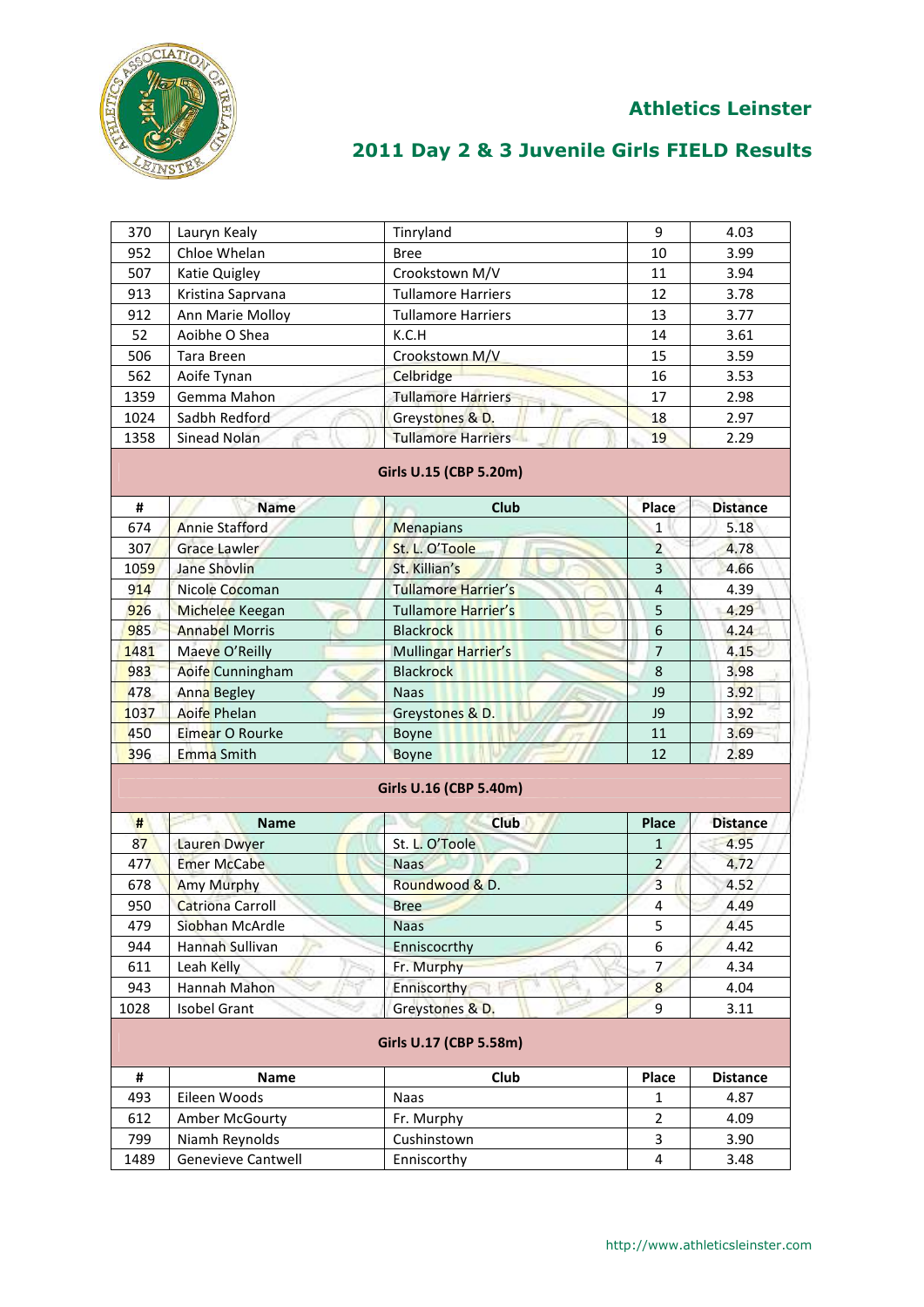## Athletics Leinster

## 2011 Day 2 & 3 Juvenile Girls FIELD Results

| | | | | |
|---|---|---|---|---|
| 370 | Lauryn Kealy | Tinryland | 9 | 4.03 |
| 952 | Chloe Whelan | Bree | 10 | 3.99 |
| 507 | Katie Quigley | Crookstown M/V | 11 | 3.94 |
| 913 | Kristina Saprvana | Tullamore Harriers | 12 | 3.78 |
| 912 | Ann Marie Molloy | Tullamore Harriers | 13 | 3.77 |
| 52 | Aoibhe O Shea | K.C.H | 14 | 3.61 |
| 506 | Tara Breen | Crookstown M/V | 15 | 3.59 |
| 562 | Aoife Tynan | Celbridge | 16 | 3.53 |
| 1359 | Gemma Mahon | Tullamore Harriers | 17 | 2.98 |
| 1024 | Sadbh Redford | Greystones & D. | 18 | 2.97 |
| 1358 | Sinead Nolan | Tullamore Harriers | 19 | 2.29 |

**Girls U.15 (CBP 5.20m)**

| # | Name | Club | Place | Distance |
|---|---|---|---|---|
| 674 | Annie Stafford | Menapians | 1 | 5.18 |
| 307 | Grace Lawler | St. L. O'Toole | 2 | 4.78 |
| 1059 | Jane Shovlin | St. Killian's | 3 | 4.66 |
| 914 | Nicole Cocoman | Tullamore Harrier's | 4 | 4.39 |
| 926 | Michelee Keegan | Tullamore Harrier's | 5 | 4.29 |
| 985 | Annabel Morris | Blackrock | 6 | 4.24 |
| 1481 | Maeve O'Reilly | Mullingar Harrier's | 7 | 4.15 |
| 983 | Aoife Cunningham | Blackrock | 8 | 3.98 |
| 478 | Anna Begley | Naas | J9 | 3.92 |
| 1037 | Aoife Phelan | Greystones & D. | J9 | 3.92 |
| 450 | Eimear O Rourke | Boyne | 11 | 3.69 |
| 396 | Emma Smith | Boyne | 12 | 2.89 |

**Girls U.16 (CBP 5.40m)**

| # | Name | Club | Place | Distance |
|---|---|---|---|---|
| 87 | Lauren Dwyer | St. L. O'Toole | 1 | 4.95 |
| 477 | Emer McCabe | Naas | 2 | 4.72 |
| 678 | Amy Murphy | Roundwood & D. | 3 | 4.52 |
| 950 | Catriona Carroll | Bree | 4 | 4.49 |
| 479 | Siobhan McArdle | Naas | 5 | 4.45 |
| 944 | Hannah Sullivan | Enniscocrthy | 6 | 4.42 |
| 611 | Leah Kelly | Fr. Murphy | 7 | 4.34 |
| 943 | Hannah Mahon | Enniscorthy | 8 | 4.04 |
| 1028 | Isobel Grant | Greystones & D. | 9 | 3.11 |

**Girls U.17 (CBP 5.58m)**

| # | Name | Club | Place | Distance |
|---|---|---|---|---|
| 493 | Eileen Woods | Naas | 1 | 4.87 |
| 612 | Amber McGourty | Fr. Murphy | 2 | 4.09 |
| 799 | Niamh Reynolds | Cushinstown | 3 | 3.90 |
| 1489 | Genevieve Cantwell | Enniscorthy | 4 | 3.48 |

http://www.athleticsleinster.com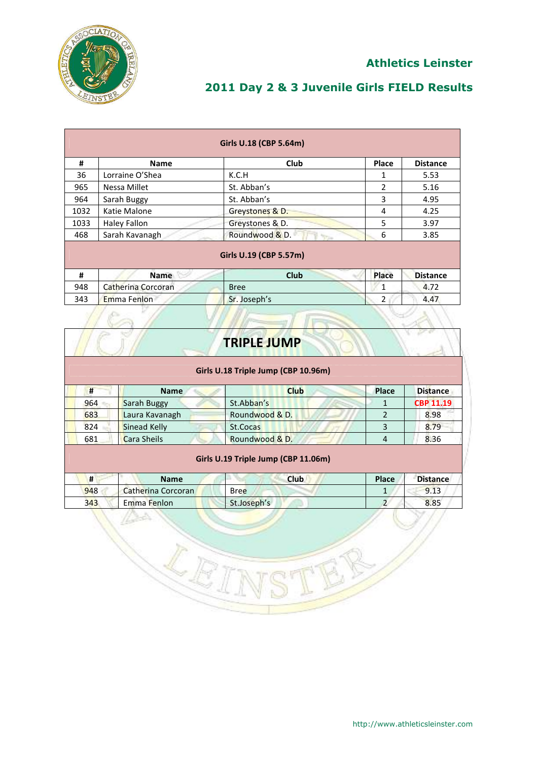## Athletics Leinster

## 2011 Day 2 & 3 Juvenile Girls FIELD Results

| Girls U.18 (CBP 5.64m) | | | | |
|---|---|---|---|---|
| # | Name | Club | Place | Distance |
| 36 | Lorraine O'Shea | K.C.H | 1 | 5.53 |
| 965 | Nessa Millet | St. Abban's | 2 | 5.16 |
| 964 | Sarah Buggy | St. Abban's | 3 | 4.95 |
| 1032 | Katie Malone | Greystones & D. | 4 | 4.25 |
| 1033 | Haley Fallon | Greystones & D. | 5 | 3.97 |
| 468 | Sarah Kavanagh | Roundwood & D. | 6 | 3.85 |
| **Girls U.19 (CBP 5.57m)** | | | | |
| # | Name | Club | Place | Distance |
| 948 | Catherina Corcoran | Bree | 1 | 4.72 |
| 343 | Emma Fenlon | Sr. Joseph's | 2 | 4.47 |

# TRIPLE JUMP

| Girls U.18 Triple Jump (CBP 10.96m) | | | | |
|---|---|---|---|---|
| # | Name | Club | Place | Distance |
| 964 | Sarah Buggy | St.Abban's | 1 | CBP 11.19 |
| 683 | Laura Kavanagh | Roundwood & D. | 2 | 8.98 |
| 824 | Sinead Kelly | St.Cocas | 3 | 8.79 |
| 681 | Cara Sheils | Roundwood & D. | 4 | 8.36 |
| **Girls U.19 Triple Jump (CBP 11.06m)** | | | | |
| # | Name | Club | Place | Distance |
| 948 | Catherina Corcoran | Bree | 1 | 9.13 |
| 343 | Emma Fenlon | St.Joseph's | 2 | 8.85 |

http://www.athleticsleinster.com